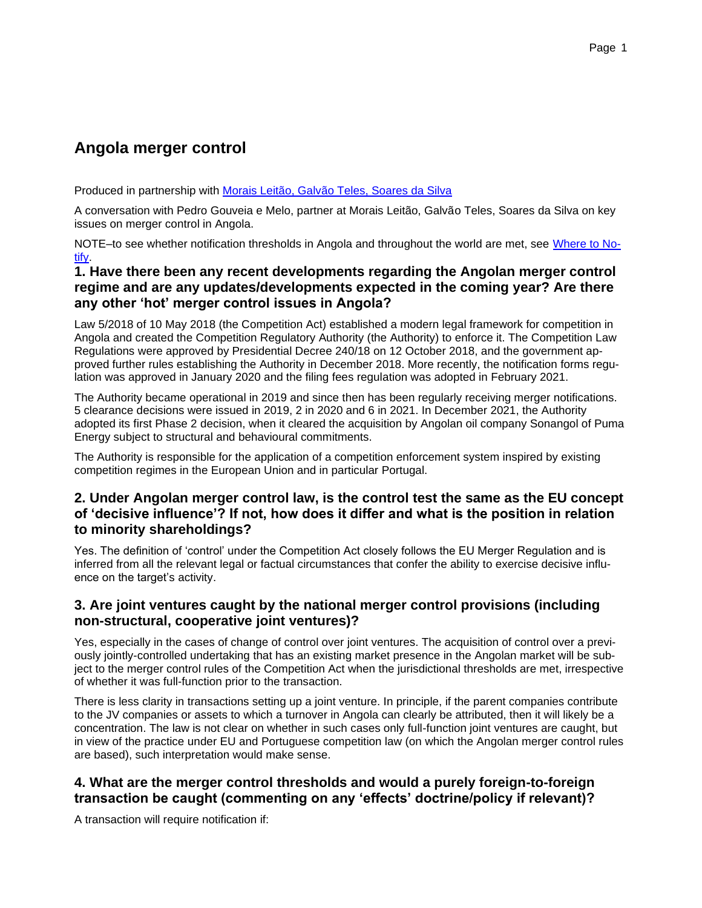# Angola merger control

Produced in partnership with [Morais Leitão, Galvão Teles, Soares da Silva]

A conversation with Pedro Gouveia e Melo, partner at Morais Leitão, Galvão Teles, Soares da Silva on key issues on merger control in Angola.

NOTE–to see whether notification thresholds in Angola and throughout the world are met, see [Where to Notify].

## 1. Have there been any recent developments regarding the Angolan merger control regime and are any updates/developments expected in the coming year? Are there any other 'hot' merger control issues in Angola?

Law 5/2018 of 10 May 2018 (the Competition Act) established a modern legal framework for competition in Angola and created the Competition Regulatory Authority (the Authority) to enforce it. The Competition Law Regulations were approved by Presidential Decree 240/18 on 12 October 2018, and the government approved further rules establishing the Authority in December 2018. More recently, the notification forms regulation was approved in January 2020 and the filing fees regulation was adopted in February 2021.

The Authority became operational in 2019 and since then has been regularly receiving merger notifications. 5 clearance decisions were issued in 2019, 2 in 2020 and 6 in 2021. In December 2021, the Authority adopted its first Phase 2 decision, when it cleared the acquisition by Angolan oil company Sonangol of Puma Energy subject to structural and behavioural commitments.

The Authority is responsible for the application of a competition enforcement system inspired by existing competition regimes in the European Union and in particular Portugal.

## 2. Under Angolan merger control law, is the control test the same as the EU concept of 'decisive influence'? If not, how does it differ and what is the position in relation to minority shareholdings?

Yes. The definition of 'control' under the Competition Act closely follows the EU Merger Regulation and is inferred from all the relevant legal or factual circumstances that confer the ability to exercise decisive influence on the target's activity.

## 3. Are joint ventures caught by the national merger control provisions (including non-structural, cooperative joint ventures)?

Yes, especially in the cases of change of control over joint ventures. The acquisition of control over a previously jointly-controlled undertaking that has an existing market presence in the Angolan market will be subject to the merger control rules of the Competition Act when the jurisdictional thresholds are met, irrespective of whether it was full-function prior to the transaction.

There is less clarity in transactions setting up a joint venture. In principle, if the parent companies contribute to the JV companies or assets to which a turnover in Angola can clearly be attributed, then it will likely be a concentration. The law is not clear on whether in such cases only full-function joint ventures are caught, but in view of the practice under EU and Portuguese competition law (on which the Angolan merger control rules are based), such interpretation would make sense.

## 4. What are the merger control thresholds and would a purely foreign-to-foreign transaction be caught (commenting on any 'effects' doctrine/policy if relevant)?

A transaction will require notification if: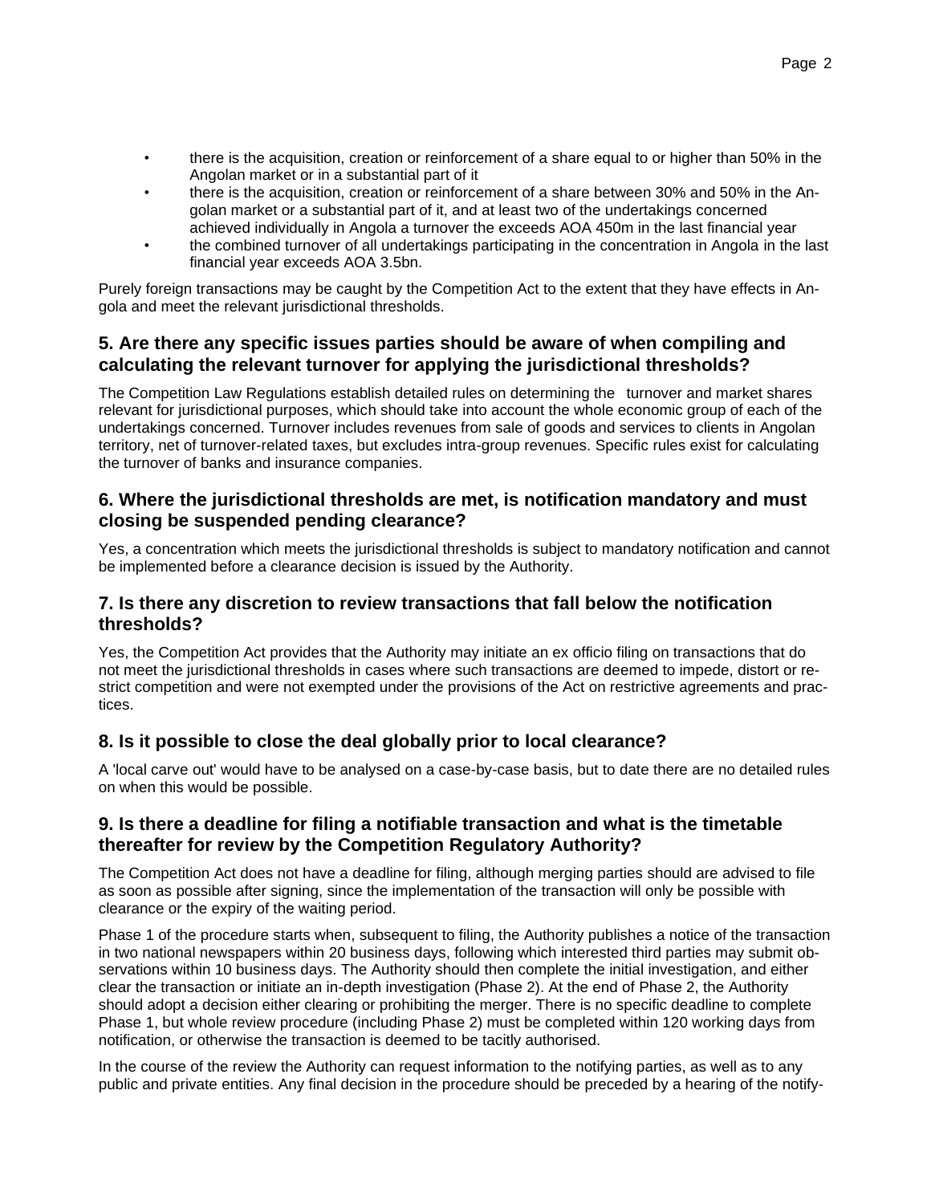- there is the acquisition, creation or reinforcement of a share equal to or higher than 50% in the Angolan market or in a substantial part of it
- there is the acquisition, creation or reinforcement of a share between 30% and 50% in the Angolan market or a substantial part of it, and at least two of the undertakings concerned achieved individually in Angola a turnover the exceeds AOA 450m in the last financial year
- the combined turnover of all undertakings participating in the concentration in Angola in the last financial year exceeds AOA 3.5bn.

Purely foreign transactions may be caught by the Competition Act to the extent that they have effects in Angola and meet the relevant jurisdictional thresholds.

## 5. Are there any specific issues parties should be aware of when compiling and calculating the relevant turnover for applying the jurisdictional thresholds?

The Competition Law Regulations establish detailed rules on determining the turnover and market shares relevant for jurisdictional purposes, which should take into account the whole economic group of each of the undertakings concerned. Turnover includes revenues from sale of goods and services to clients in Angolan territory, net of turnover-related taxes, but excludes intra-group revenues. Specific rules exist for calculating the turnover of banks and insurance companies.

## 6. Where the jurisdictional thresholds are met, is notification mandatory and must closing be suspended pending clearance?

Yes, a concentration which meets the jurisdictional thresholds is subject to mandatory notification and cannot be implemented before a clearance decision is issued by the Authority.

## 7. Is there any discretion to review transactions that fall below the notification thresholds?

Yes, the Competition Act provides that the Authority may initiate an ex officio filing on transactions that do not meet the jurisdictional thresholds in cases where such transactions are deemed to impede, distort or restrict competition and were not exempted under the provisions of the Act on restrictive agreements and practices.

## 8. Is it possible to close the deal globally prior to local clearance?

A 'local carve out' would have to be analysed on a case-by-case basis, but to date there are no detailed rules on when this would be possible.

## 9. Is there a deadline for filing a notifiable transaction and what is the timetable thereafter for review by the Competition Regulatory Authority?

The Competition Act does not have a deadline for filing, although merging parties should are advised to file as soon as possible after signing, since the implementation of the transaction will only be possible with clearance or the expiry of the waiting period.

Phase 1 of the procedure starts when, subsequent to filing, the Authority publishes a notice of the transaction in two national newspapers within 20 business days, following which interested third parties may submit observations within 10 business days. The Authority should then complete the initial investigation, and either clear the transaction or initiate an in-depth investigation (Phase 2). At the end of Phase 2, the Authority should adopt a decision either clearing or prohibiting the merger. There is no specific deadline to complete Phase 1, but whole review procedure (including Phase 2) must be completed within 120 working days from notification, or otherwise the transaction is deemed to be tacitly authorised.

In the course of the review the Authority can request information to the notifying parties, as well as to any public and private entities. Any final decision in the procedure should be preceded by a hearing of the notify-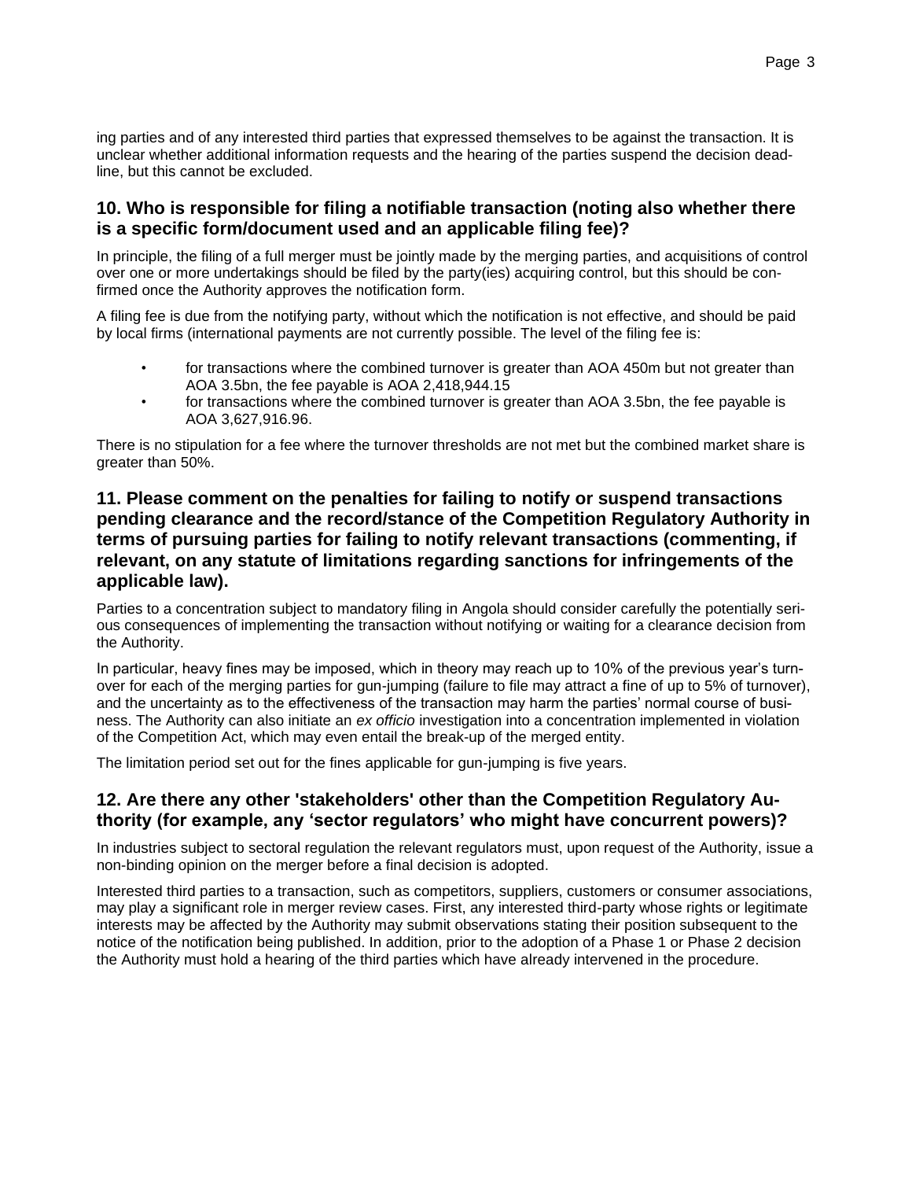ing parties and of any interested third parties that expressed themselves to be against the transaction. It is unclear whether additional information requests and the hearing of the parties suspend the decision deadline, but this cannot be excluded.

## 10. Who is responsible for filing a notifiable transaction (noting also whether there is a specific form/document used and an applicable filing fee)?

In principle, the filing of a full merger must be jointly made by the merging parties, and acquisitions of control over one or more undertakings should be filed by the party(ies) acquiring control, but this should be confirmed once the Authority approves the notification form.

A filing fee is due from the notifying party, without which the notification is not effective, and should be paid by local firms (international payments are not currently possible. The level of the filing fee is:

- for transactions where the combined turnover is greater than AOA 450m but not greater than AOA 3.5bn, the fee payable is AOA 2,418,944.15
- for transactions where the combined turnover is greater than AOA 3.5bn, the fee payable is AOA 3,627,916.96.

There is no stipulation for a fee where the turnover thresholds are not met but the combined market share is greater than 50%.

## 11. Please comment on the penalties for failing to notify or suspend transactions pending clearance and the record/stance of the Competition Regulatory Authority in terms of pursuing parties for failing to notify relevant transactions (commenting, if relevant, on any statute of limitations regarding sanctions for infringements of the applicable law).

Parties to a concentration subject to mandatory filing in Angola should consider carefully the potentially serious consequences of implementing the transaction without notifying or waiting for a clearance decision from the Authority.

In particular, heavy fines may be imposed, which in theory may reach up to 10% of the previous year's turnover for each of the merging parties for gun-jumping (failure to file may attract a fine of up to 5% of turnover), and the uncertainty as to the effectiveness of the transaction may harm the parties' normal course of business. The Authority can also initiate an *ex officio* investigation into a concentration implemented in violation of the Competition Act, which may even entail the break-up of the merged entity.

The limitation period set out for the fines applicable for gun-jumping is five years.

## 12. Are there any other 'stakeholders' other than the Competition Regulatory Authority (for example, any 'sector regulators' who might have concurrent powers)?

In industries subject to sectoral regulation the relevant regulators must, upon request of the Authority, issue a non-binding opinion on the merger before a final decision is adopted.

Interested third parties to a transaction, such as competitors, suppliers, customers or consumer associations, may play a significant role in merger review cases. First, any interested third-party whose rights or legitimate interests may be affected by the Authority may submit observations stating their position subsequent to the notice of the notification being published. In addition, prior to the adoption of a Phase 1 or Phase 2 decision the Authority must hold a hearing of the third parties which have already intervened in the procedure.